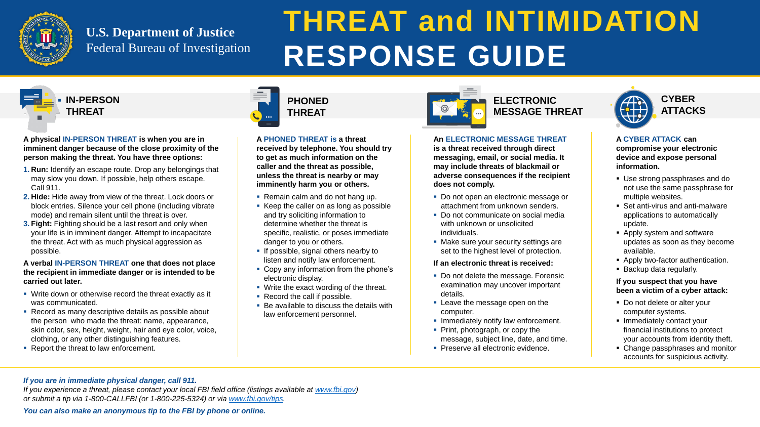U.S. Department of Justice
Federal Bureau of Investigation

# THREAT and INTIMIDATION RESPONSE GUIDE

## IN-PERSON THREAT

**A physical IN-PERSON THREAT is when you are in imminent danger because of the close proximity of the person making the threat. You have three options:**

1. **Run:** Identify an escape route. Drop any belongings that may slow you down. If possible, help others escape. Call 911.
2. **Hide:** Hide away from view of the threat. Lock doors or block entries. Silence your cell phone (including vibrate mode) and remain silent until the threat is over.
3. **Fight:** Fighting should be a last resort and only when your life is in imminent danger. Attempt to incapacitate the threat. Act with as much physical aggression as possible.

**A verbal IN-PERSON THREAT one that does not place the recipient in immediate danger or is intended to be carried out later.**

- Write down or otherwise record the threat exactly as it was communicated.
- Record as many descriptive details as possible about the person who made the threat: name, appearance, skin color, sex, height, weight, hair and eye color, voice, clothing, or any other distinguishing features.
- Report the threat to law enforcement.

## PHONED THREAT

**A PHONED THREAT is a threat received by telephone. You should try to get as much information on the caller and the threat as possible, unless the threat is nearby or may imminently harm you or others.**

- Remain calm and do not hang up.
- Keep the caller on as long as possible and try soliciting information to determine whether the threat is specific, realistic, or poses immediate danger to you or others.
- If possible, signal others nearby to listen and notify law enforcement.
- Copy any information from the phone's electronic display.
- Write the exact wording of the threat.
- Record the call if possible.
- Be available to discuss the details with law enforcement personnel.

## ELECTRONIC MESSAGE THREAT

**An ELECTRONIC MESSAGE THREAT is a threat received through direct messaging, email, or social media. It may include threats of blackmail or adverse consequences if the recipient does not comply.**

- Do not open an electronic message or attachment from unknown senders.
- Do not communicate on social media with unknown or unsolicited individuals.
- Make sure your security settings are set to the highest level of protection.

**If an electronic threat is received:**

- Do not delete the message. Forensic examination may uncover important details.
- Leave the message open on the computer.
- Immediately notify law enforcement.
- Print, photograph, or copy the message, subject line, date, and time.
- Preserve all electronic evidence.

## CYBER ATTACKS

**A CYBER ATTACK can compromise your electronic device and expose personal information.**

- Use strong passphrases and do not use the same passphrase for multiple websites.
- Set anti-virus and anti-malware applications to automatically update.
- Apply system and software updates as soon as they become available.
- Apply two-factor authentication.
- Backup data regularly.

**If you suspect that you have been a victim of a cyber attack:**

- Do not delete or alter your computer systems.
- Immediately contact your financial institutions to protect your accounts from identity theft.
- Change passphrases and monitor accounts for suspicious activity.

***If you are in immediate physical danger, call 911.***

*If you experience a threat, please contact your local FBI field office (listings available at www.fbi.gov) or submit a tip via 1-800-CALLFBI (or 1-800-225-5324) or via www.fbi.gov/tips.*

***You can also make an anonymous tip to the FBI by phone or online.***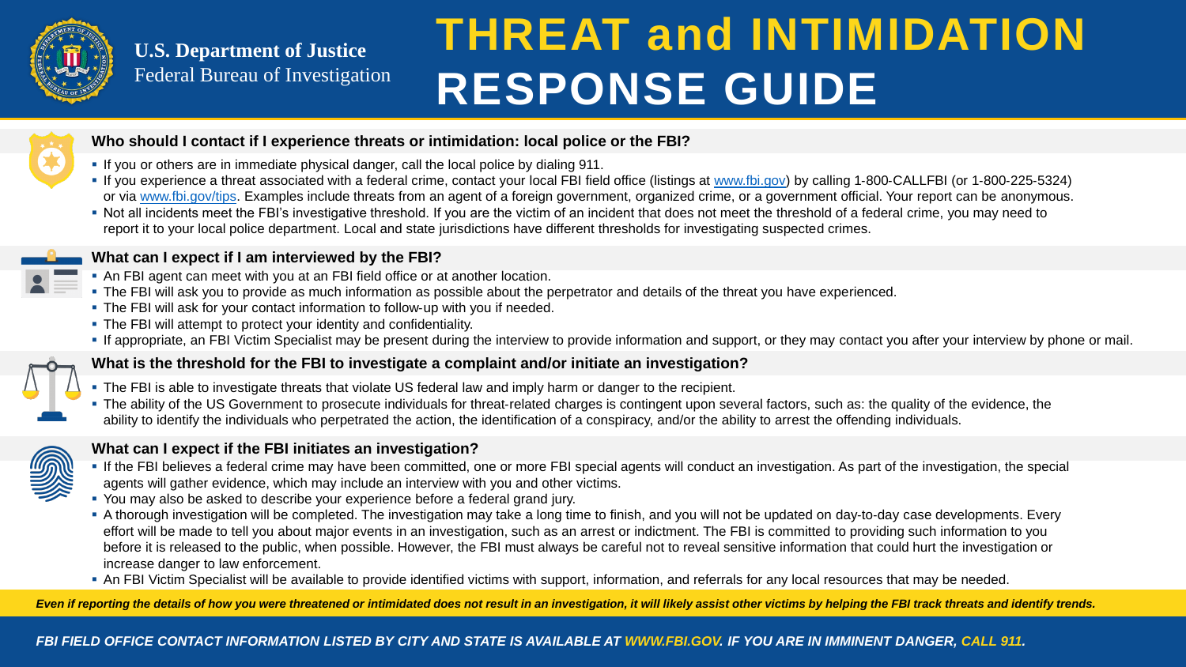**U.S. Department of Justice**
Federal Bureau of Investigation

# THREAT and INTIMIDATION RESPONSE GUIDE

### Who should I contact if I experience threats or intimidation: local police or the FBI?

- If you or others are in immediate physical danger, call the local police by dialing 911.
- If you experience a threat associated with a federal crime, contact your local FBI field office (listings at www.fbi.gov) by calling 1-800-CALLFBI (or 1-800-225-5324) or via www.fbi.gov/tips. Examples include threats from an agent of a foreign government, organized crime, or a government official. Your report can be anonymous.
- Not all incidents meet the FBI's investigative threshold. If you are the victim of an incident that does not meet the threshold of a federal crime, you may need to report it to your local police department. Local and state jurisdictions have different thresholds for investigating suspected crimes.

### What can I expect if I am interviewed by the FBI?

- An FBI agent can meet with you at an FBI field office or at another location.
- The FBI will ask you to provide as much information as possible about the perpetrator and details of the threat you have experienced.
- The FBI will ask for your contact information to follow-up with you if needed.
- The FBI will attempt to protect your identity and confidentiality.
- If appropriate, an FBI Victim Specialist may be present during the interview to provide information and support, or they may contact you after your interview by phone or mail.

### What is the threshold for the FBI to investigate a complaint and/or initiate an investigation?

- The FBI is able to investigate threats that violate US federal law and imply harm or danger to the recipient.
- The ability of the US Government to prosecute individuals for threat-related charges is contingent upon several factors, such as: the quality of the evidence, the ability to identify the individuals who perpetrated the action, the identification of a conspiracy, and/or the ability to arrest the offending individuals.

### What can I expect if the FBI initiates an investigation?

- If the FBI believes a federal crime may have been committed, one or more FBI special agents will conduct an investigation. As part of the investigation, the special agents will gather evidence, which may include an interview with you and other victims.
- You may also be asked to describe your experience before a federal grand jury.
- A thorough investigation will be completed. The investigation may take a long time to finish, and you will not be updated on day-to-day case developments. Every effort will be made to tell you about major events in an investigation, such as an arrest or indictment. The FBI is committed to providing such information to you before it is released to the public, when possible. However, the FBI must always be careful not to reveal sensitive information that could hurt the investigation or increase danger to law enforcement.
- An FBI Victim Specialist will be available to provide identified victims with support, information, and referrals for any local resources that may be needed.

***Even if reporting the details of how you were threatened or intimidated does not result in an investigation, it will likely assist other victims by helping the FBI track threats and identify trends.***

***FBI FIELD OFFICE CONTACT INFORMATION LISTED BY CITY AND STATE IS AVAILABLE AT WWW.FBI.GOV. IF YOU ARE IN IMMINENT DANGER, CALL 911.***